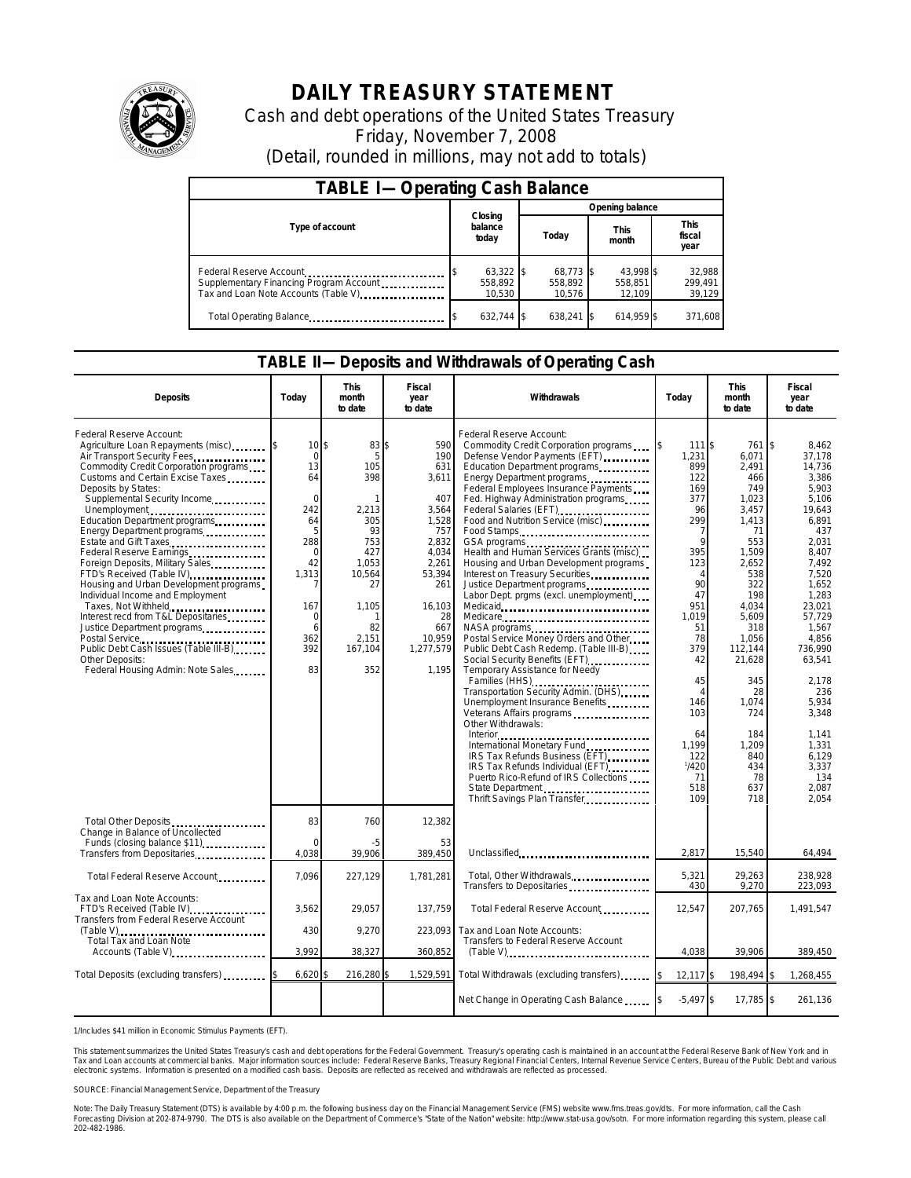# DAILY TREASURY STATEMENT

Cash and debt operations of the United States Treasury

Friday, November 7, 2008

(Detail, rounded in millions, may not add to totals)

## TABLE I— Operating Cash Balance

| Type of account | Closing balance today | Opening balance Today | Opening balance This month | Opening balance This fiscal year |
|---|---|---|---|---|
| Federal Reserve Account | $ 63,322 | $ 68,773 | $ 43,998 | $ 32,988 |
| Supplementary Financing Program Account | 558,892 | 558,892 | 558,851 | 299,491 |
| Tax and Loan Note Accounts (Table V) | 10,530 | 10,576 | 12,109 | 39,129 |
| Total Operating Balance | $ 632,744 | $ 638,241 | $ 614,959 | $ 371,608 |

## TABLE II— Deposits and Withdrawals of Operating Cash

| Deposits | Today | This month to date | Fiscal year to date |
|---|---|---|---|
| Federal Reserve Account: | | | |
| Agriculture Loan Repayments (misc) | $ 10 | $ 83 | $ 590 |
| Air Transport Security Fees | 0 | 5 | 190 |
| Commodity Credit Corporation programs | 13 | 105 | 631 |
| Customs and Certain Excise Taxes | 64 | 398 | 3,611 |
| Deposits by States: | | | |
| Supplemental Security Income | 0 | 1 | 407 |
| Unemployment | 242 | 2,213 | 3,564 |
| Education Department programs | 64 | 305 | 1,528 |
| Energy Department programs | 5 | 93 | 757 |
| Estate and Gift Taxes | 288 | 753 | 2,832 |
| Federal Reserve Earnings | 0 | 427 | 4,034 |
| Foreign Deposits, Military Sales | 42 | 1,053 | 2,261 |
| FTD's Received (Table IV) | 1,313 | 10,564 | 53,394 |
| Housing and Urban Development programs | 7 | 27 | 261 |
| Individual Income and Employment Taxes, Not Withheld | 167 | 1,105 | 16,103 |
| Interest recd from T&L Depositaries | 0 | 1 | 28 |
| Justice Department programs | 6 | 82 | 667 |
| Postal Service | 362 | 2,151 | 10,959 |
| Public Debt Cash Issues (Table III-B) | 392 | 167,104 | 1,277,579 |
| Other Deposits: | | | |
| Federal Housing Admin: Note Sales | 83 | 352 | 1,195 |
| Total Other Deposits | 83 | 760 | 12,382 |
| Change in Balance of Uncollected Funds (closing balance $11) | 0 | -5 | 53 |
| Transfers from Depositaries | 4,038 | 39,906 | 389,450 |
| Total Federal Reserve Account | 7,096 | 227,129 | 1,781,281 |
| Tax and Loan Note Accounts: | | | |
| FTD's Received (Table IV) | 3,562 | 29,057 | 137,759 |
| Transfers from Federal Reserve Account (Table V) | 430 | 9,270 | 223,093 |
| Total Tax and Loan Note Accounts (Table V) | 3,992 | 38,327 | 360,852 |
| Total Deposits (excluding transfers) | $ 6,620 | $ 216,280 | $ 1,529,591 |

| Withdrawals | Today | This month to date | Fiscal year to date |
|---|---|---|---|
| Federal Reserve Account: | | | |
| Commodity Credit Corporation programs | $ 111 | $ 761 | $ 8,462 |
| Defense Vendor Payments (EFT) | 1,231 | 6,071 | 37,178 |
| Education Department programs | 899 | 2,491 | 14,736 |
| Energy Department programs | 122 | 466 | 3,386 |
| Federal Employees Insurance Payments | 169 | 749 | 5,903 |
| Fed. Highway Administration programs | 377 | 1,023 | 5,106 |
| Federal Salaries (EFT) | 96 | 3,457 | 19,643 |
| Food and Nutrition Service (misc) | 299 | 1,413 | 6,891 |
| Food Stamps | 7 | 71 | 437 |
| GSA programs | 9 | 553 | 2,031 |
| Health and Human Services Grants (misc) | 395 | 1,509 | 8,407 |
| Housing and Urban Development programs | 123 | 2,652 | 7,492 |
| Interest on Treasury Securities | 4 | 538 | 7,520 |
| Justice Department programs | 90 | 322 | 1,652 |
| Labor Dept. prgms (excl. unemployment) | 47 | 198 | 1,283 |
| Medicaid | 951 | 4,034 | 23,021 |
| Medicare | 1,019 | 5,609 | 57,729 |
| NASA programs | 51 | 318 | 1,567 |
| Postal Service Money Orders and Other | 78 | 1,056 | 4,856 |
| Public Debt Cash Redemp. (Table III-B) | 379 | 112,144 | 736,990 |
| Social Security Benefits (EFT) | 42 | 21,628 | 63,541 |
| Temporary Assistance for Needy Families (HHS) | 45 | 345 | 2,178 |
| Transportation Security Admin. (DHS) | 4 | 28 | 236 |
| Unemployment Insurance Benefits | 146 | 1,074 | 5,934 |
| Veterans Affairs programs | 103 | 724 | 3,348 |
| Other Withdrawals: | | | |
| Interior | 64 | 184 | 1,141 |
| International Monetary Fund | 1,199 | 1,209 | 1,331 |
| IRS Tax Refunds Business (EFT) | 122 | 840 | 6,129 |
| IRS Tax Refunds Individual (EFT) | [1]/420 | 434 | 3,337 |
| Puerto Rico-Refund of IRS Collections | 71 | 78 | 134 |
| State Department | 518 | 637 | 2,087 |
| Thrift Savings Plan Transfer | 109 | 718 | 2,054 |
| Unclassified | 2,817 | 15,540 | 64,494 |
| Total, Other Withdrawals | 5,321 | 29,263 | 238,928 |
| Transfers to Depositaries | 430 | 9,270 | 223,093 |
| Total Federal Reserve Account | 12,547 | 207,765 | 1,491,547 |
| Tax and Loan Note Accounts: | | | |
| Transfers to Federal Reserve Account (Table V) | 4,038 | 39,906 | 389,450 |
| Total Withdrawals (excluding transfers) | $ 12,117 | $ 198,494 | $ 1,268,455 |
| Net Change in Operating Cash Balance | $ -5,497 | $ 17,785 | $ 261,136 |

1/Includes $41 million in Economic Stimulus Payments (EFT).

This statement summarizes the United States Treasury's cash and debt operations for the Federal Government. Treasury's operating cash is maintained in an account at the Federal Reserve Bank of New York and in Tax and Loan accounts at commercial banks. Major information sources include: Federal Reserve Banks, Treasury Regional Financial Centers, Internal Revenue Service Centers, Bureau of the Public Debt and various electronic systems. Information is presented on a modified cash basis. Deposits are reflected as received and withdrawals are reflected as processed.

SOURCE: Financial Management Service, Department of the Treasury

Note: The Daily Treasury Statement (DTS) is available by 4:00 p.m. the following business day on the Financial Management Service (FMS) website www.fms.treas.gov/dts. For more information, call the Cash Forecasting Division at 202-874-9790. The DTS is also available on the Department of Commerce's "State of the Nation" website: http://www.stat-usa.gov/sotn. For more information regarding this system, please call 202-482-1986.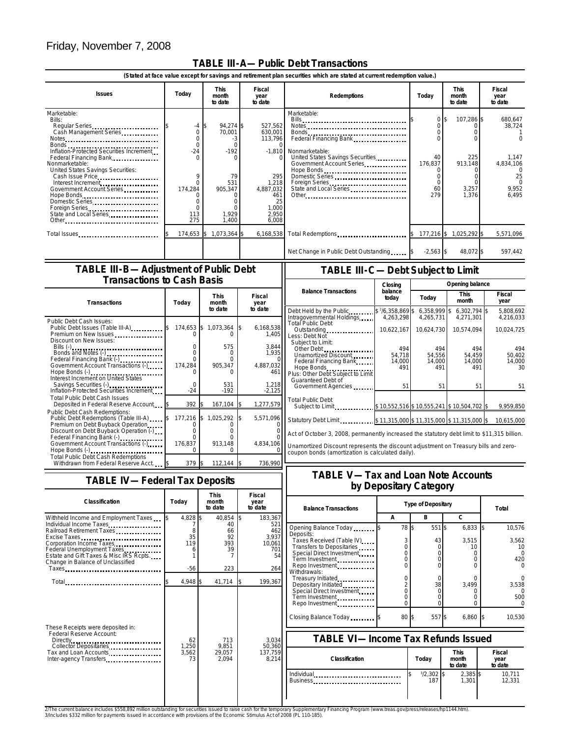Friday, November 7, 2008

## TABLE III-A— Public Debt Transactions

(Stated at face value except for savings and retirement plan securities which are stated at current redemption value.)

| Issues | Today | This month to date | Fiscal year to date |
|---|---|---|---|
| Marketable: | | | |
| Bills: | | | |
| Regular Series | $ -4 | $ 94,274 | $ 527,562 |
| Cash Management Series | 0 | 70,001 | 630,001 |
| Notes | 0 | -3 | 113,796 |
| Bonds | 0 | 0 | 0 |
| Inflation-Protected Securities Increment | -24 | -192 | -1,810 |
| Federal Financing Bank | 0 | 0 | 0 |
| Nonmarketable: | | | |
| United States Savings Securities: | | | |
| Cash Issue Price | 9 | 79 | 295 |
| Interest Increment | 0 | 531 | 1,218 |
| Government Account Series | 174,284 | 905,347 | 4,887,032 |
| Hope Bonds | 0 | 0 | 461 |
| Domestic Series | 0 | 0 | 25 |
| Foreign Series | 0 | 0 | 1,000 |
| State and Local Series | 113 | 1,929 | 2,950 |
| Other | 275 | 1,400 | 6,008 |
| Total Issues | $ 174,653 | $ 1,073,364 | $ 6,168,538 |

| Redemptions | Today | This month to date | Fiscal year to date |
|---|---|---|---|
| Marketable: | | | |
| Bills | $ 0 | $ 107,286 | $ 680,647 |
| Notes | 0 | 0 | 38,724 |
| Bonds | 0 | 0 | 1 |
| Federal Financing Bank | 0 | 0 | 0 |
| Nonmarketable: | | | |
| United States Savings Securities | 40 | 225 | 1,147 |
| Government Account Series | 176,837 | 913,148 | 4,834,106 |
| Hope Bonds | 0 | 0 | 0 |
| Domestic Series | 0 | 0 | 25 |
| Foreign Series | 0 | 0 | 0 |
| State and Local Series | 60 | 3,257 | 9,952 |
| Other | 279 | 1,376 | 6,495 |
| Total Redemptions | $ 177,216 | $ 1,025,292 | $ 5,571,096 |
| Net Change in Public Debt Outstanding | $ -2,563 | $ 48,072 | $ 597,442 |

## TABLE III-B— Adjustment of Public Debt Transactions to Cash Basis

| Transactions | Today | This month to date | Fiscal year to date |
|---|---|---|---|
| Public Debt Cash Issues: | | | |
| Public Debt Issues (Table III-A) | $ 174,653 | $ 1,073,364 | $ 6,168,538 |
| Premium on New Issues | 0 | 0 | 1,405 |
| Discount on New Issues: | | | |
| Bills (-) | 0 | 575 | 3,844 |
| Bonds and Notes (-) | 0 | 0 | 1,935 |
| Federal Financing Bank (-) | 0 | 0 | 0 |
| Government Account Transactions (-) | 174,284 | 905,347 | 4,887,032 |
| Hope Bonds (-) | 0 | 0 | 461 |
| Interest Increment on United States Savings Securities (-) | 0 | 531 | 1,218 |
| Inflation-Protected Securities Increment | -24 | -192 | -2,125 |
| Total Public Debt Cash Issues Deposited in Federal Reserve Account | $ 392 | $ 167,104 | $ 1,277,579 |
| Public Debt Cash Redemptions: | | | |
| Public Debt Redemptions (Table III-A) | $ 177,216 | $ 1,025,292 | $ 5,571,096 |
| Premium on Debt Buyback Operation | 0 | 0 | 0 |
| Discount on Debt Buyback Operation (-) | 0 | 0 | 0 |
| Federal Financing Bank (-) | 0 | 0 | 0 |
| Government Account Transactions (-) | 176,837 | 913,148 | 4,834,106 |
| Hope Bonds (-) | 0 | 0 | 0 |
| Total Public Debt Cash Redemptions Withdrawn from Federal Reserve Acct. | $ 379 | $ 112,144 | $ 736,990 |

## TABLE III-C— Debt Subject to Limit

| Balance Transactions | Closing balance today | Opening balance Today | Opening balance This month | Opening balance Fiscal year |
|---|---|---|---|---|
| Debt Held by the Public | $ [2]6,358,869 | $ 6,358,999 | $ 6,302,794 | $ 5,808,692 |
| Intragovernmental Holdings | 4,263,298 | 4,265,731 | 4,271,301 | 4,216,033 |
| Total Public Debt Outstanding | 10,622,167 | 10,624,730 | 10,574,094 | 10,024,725 |
| Less: Debt Not Subject to Limit: | | | | |
| Other Debt | 494 | 494 | 494 | 494 |
| Unamortized Discount | 54,718 | 54,556 | 54,459 | 50,402 |
| Federal Financing Bank | 14,000 | 14,000 | 14,000 | 14,000 |
| Hope Bonds | 491 | 491 | 491 | 30 |
| Plus: Other Debt Subject to Limit Guaranteed Debt of Government Agencies | 51 | 51 | 51 | 51 |
| Total Public Debt Subject to Limit | $ 10,552,516 | $ 10,555,241 | $ 10,504,702 | $ 9,959,850 |
| Statutory Debt Limit | $ 11,315,000 | $ 11,315,000 | $ 11,315,000 | $ 10,615,000 |

Act of October 3, 2008, permanently increased the statutory debt limit to $11,315 billion.

Unamortized Discount represents the discount adjustment on Treasury bills and zero-coupon bonds (amortization is calculated daily).

## TABLE IV— Federal Tax Deposits

| Classification | Today | This month to date | Fiscal year to date |
|---|---|---|---|
| Withheld Income and Employment Taxes | $ 4,828 | $ 40,854 | $ 183,367 |
| Individual Income Taxes | 7 | 40 | 521 |
| Railroad Retirement Taxes | 8 | 66 | 462 |
| Excise Taxes | 35 | 92 | 3,937 |
| Corporation Income Taxes | 119 | 393 | 10,061 |
| Federal Unemployment Taxes | 6 | 39 | 701 |
| Estate and Gift Taxes & Misc IRS Rcpts. | 1 | 7 | 54 |
| Change in Balance of Unclassified Taxes | -56 | 223 | 264 |
| Total | $ 4,948 | $ 41,714 | $ 199,367 |
| These Receipts were deposited in: | | | |
| Federal Reserve Account: | | | |
| Directly | 62 | 713 | 3,034 |
| Collector Depositaries | 1,250 | 9,851 | 50,360 |
| Tax and Loan Accounts | 3,562 | 29,057 | 137,759 |
| Inter-agency Transfers | 73 | 2,094 | 8,214 |

## TABLE V— Tax and Loan Note Accounts by Depositary Category

| Balance Transactions | Type of Depositary A | Type of Depositary B | Type of Depositary C | Total |
|---|---|---|---|---|
| Opening Balance Today | $ 78 | $ 551 | $ 6,833 | $ 10,576 |
| Deposits: | | | | |
| Taxes Received (Table IV) | 3 | 43 | 3,515 | 3,562 |
| Transfers to Depositaries | 0 | 0 | 10 | 10 |
| Special Direct Investment | 0 | 0 | 0 | 0 |
| Term Investment | 0 | 0 | 0 | 420 |
| Repo Investment | 0 | 0 | 0 | 0 |
| Withdrawals: | | | | |
| Treasury Initiated | 0 | 0 | 0 | 0 |
| Depositary Initiated | 2 | 38 | 3,499 | 3,538 |
| Special Direct Investment | 0 | 0 | 0 | 0 |
| Term Investment | 0 | 0 | 0 | 500 |
| Repo Investment | 0 | 0 | 0 | 0 |
| Closing Balance Today | $ 80 | $ 557 | $ 6,860 | $ 10,530 |

## TABLE VI— Income Tax Refunds Issued

| Classification | Today | This month to date | Fiscal year to date |
|---|---|---|---|
| Individual | $ [3]2,302 | $ 2,385 | $ 10,711 |
| Business | 187 | 1,301 | 12,331 |

2/The current balance includes $558,892 million outstanding for securities issued to raise cash for the temporary Supplementary Financing Program (www.treas.gov/press/releases/hp1144.htm).
3/Includes $332 million for payments issued in accordance with provisions of the Economic Stimulus Act of 2008 (PL 110-185).